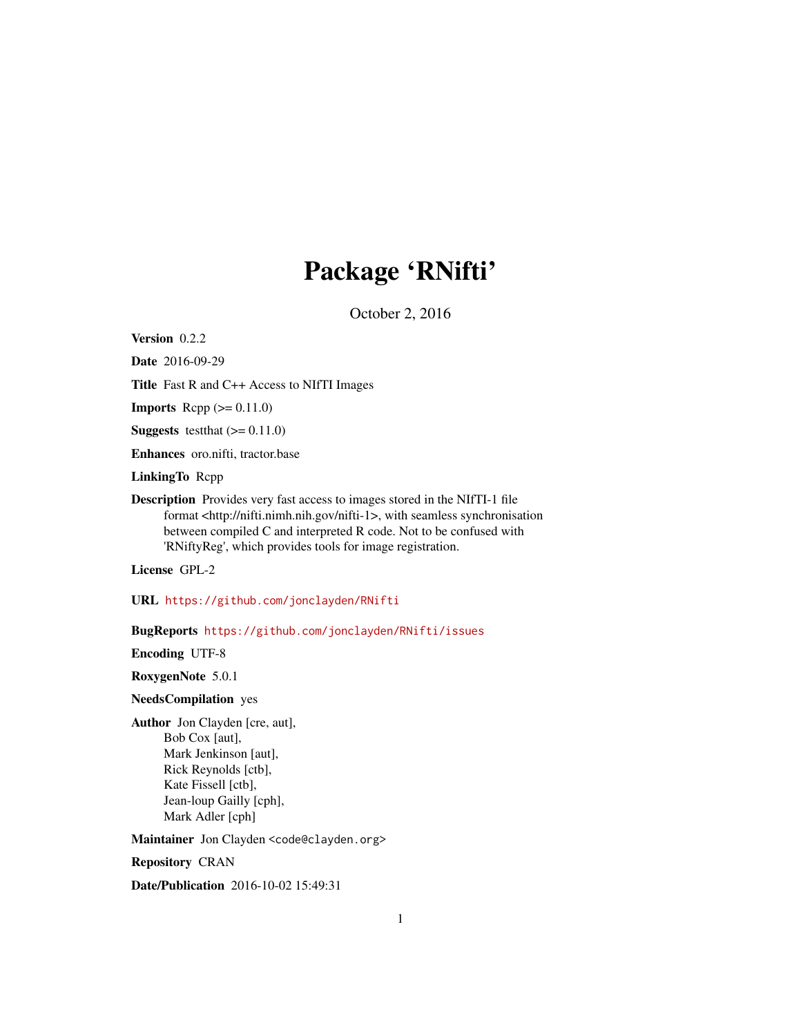# Package 'RNifti'

October 2, 2016

**Version** 0.2.2

**Date** 2016-09-29

**Title** Fast R and C++ Access to NIfTI Images

**Imports** Rcpp (>= 0.11.0)

**Suggests** testthat (>= 0.11.0)

**Enhances** oro.nifti, tractor.base

**LinkingTo** Rcpp

**Description** Provides very fast access to images stored in the NIfTI-1 file format <http://nifti.nimh.nih.gov/nifti-1>, with seamless synchronisation between compiled C and interpreted R code. Not to be confused with 'RNiftyReg', which provides tools for image registration.

**License** GPL-2

**URL** https://github.com/jonclayden/RNifti

**BugReports** https://github.com/jonclayden/RNifti/issues

**Encoding** UTF-8

**RoxygenNote** 5.0.1

**NeedsCompilation** yes

**Author** Jon Clayden [cre, aut],
Bob Cox [aut],
Mark Jenkinson [aut],
Rick Reynolds [ctb],
Kate Fissell [ctb],
Jean-loup Gailly [cph],
Mark Adler [cph]

**Maintainer** Jon Clayden <code@clayden.org>

**Repository** CRAN

**Date/Publication** 2016-10-02 15:49:31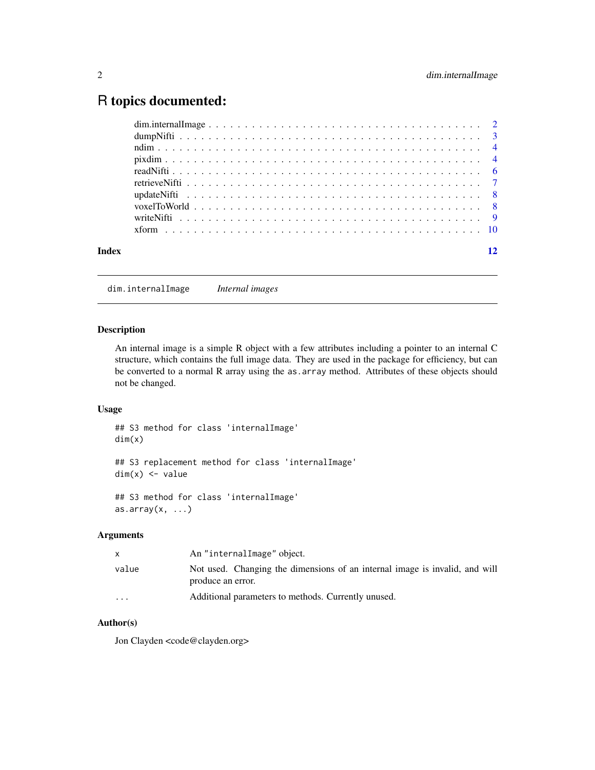# R topics documented:

| | |
|---|---|
| dim.internalImage | 2 |
| dumpNifti | 3 |
| ndim | 4 |
| pixdim | 4 |
| readNifti | 6 |
| retrieveNifti | 7 |
| updateNifti | 8 |
| voxelToWorld | 8 |
| writeNifti | 9 |
| xform | 10 |
| **Index** | **12** |

---

## dim.internalImage *Internal images*

---

### Description

An internal image is a simple R object with a few attributes including a pointer to an internal C structure, which contains the full image data. They are used in the package for efficiency, but can be converted to a normal R array using the `as.array` method. Attributes of these objects should not be changed.

### Usage

```
## S3 method for class 'internalImage'
dim(x)

## S3 replacement method for class 'internalImage'
dim(x) <- value

## S3 method for class 'internalImage'
as.array(x, ...)
```

### Arguments

| | |
|---|---|
| `x` | An "internalImage" object. |
| `value` | Not used. Changing the dimensions of an internal image is invalid, and will produce an error. |
| `...` | Additional parameters to methods. Currently unused. |

### Author(s)

Jon Clayden <code@clayden.org>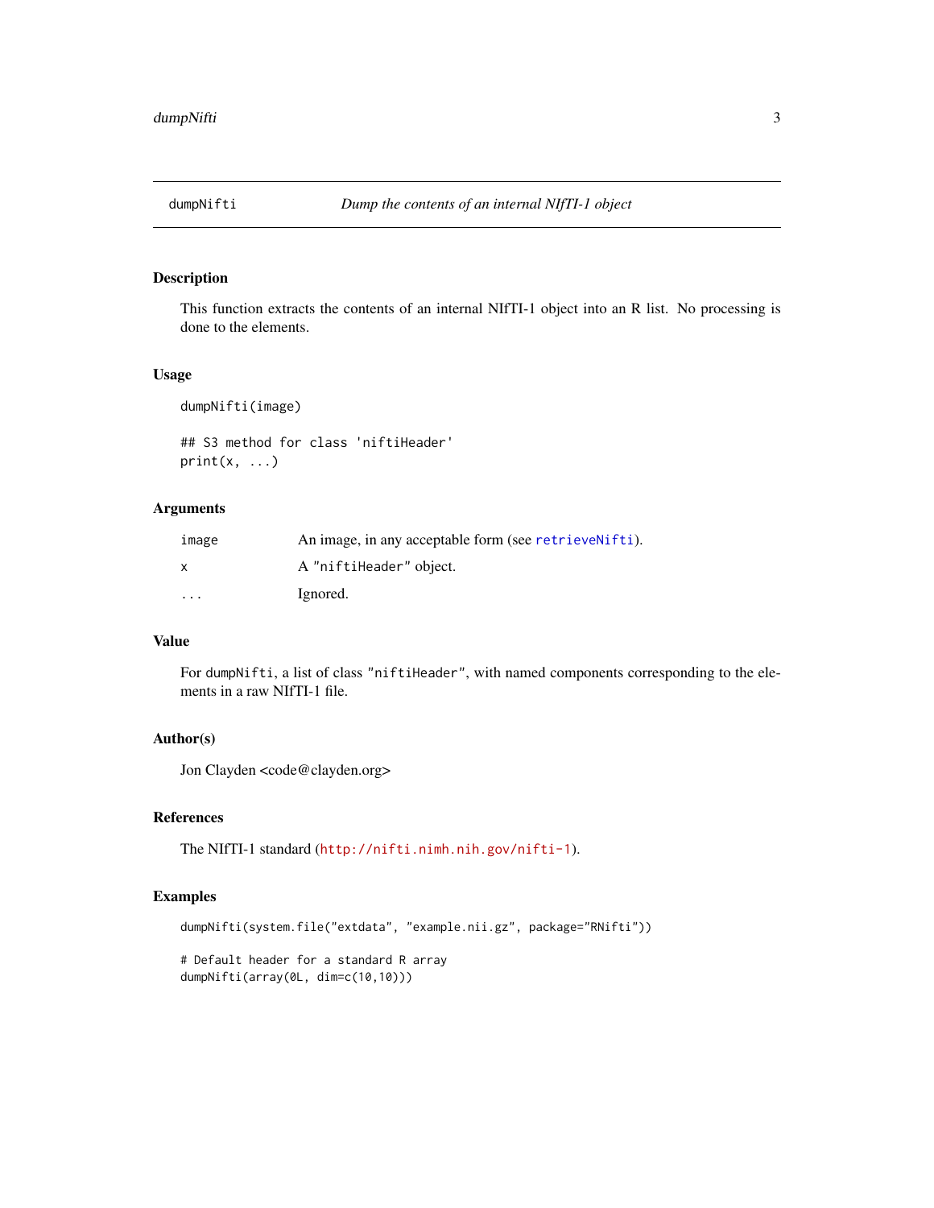## dumpNifti — *Dump the contents of an internal NIfTI-1 object*

### Description

This function extracts the contents of an internal NIfTI-1 object into an R list. No processing is done to the elements.

### Usage

```
dumpNifti(image)

## S3 method for class 'niftiHeader'
print(x, ...)
```

### Arguments

| | |
|---|---|
| `image` | An image, in any acceptable form (see `retrieveNifti`). |
| `x` | A `"niftiHeader"` object. |
| `...` | Ignored. |

### Value

For `dumpNifti`, a list of class `"niftiHeader"`, with named components corresponding to the elements in a raw NIfTI-1 file.

### Author(s)

Jon Clayden <code@clayden.org>

### References

The NIfTI-1 standard (http://nifti.nimh.nih.gov/nifti-1).

### Examples

```
dumpNifti(system.file("extdata", "example.nii.gz", package="RNifti"))

# Default header for a standard R array
dumpNifti(array(0L, dim=c(10,10)))
```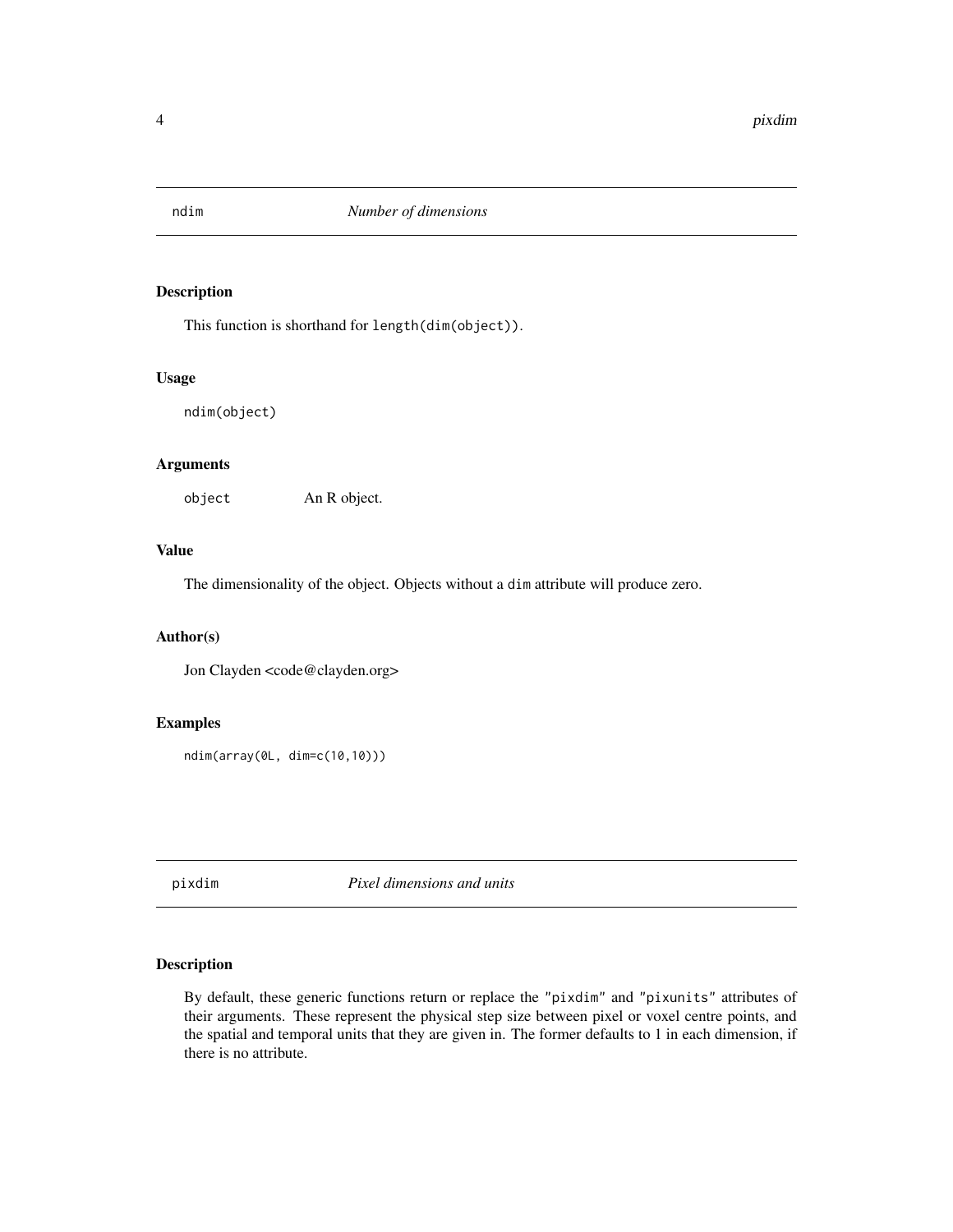## ndim — *Number of dimensions*

### Description

This function is shorthand for `length(dim(object))`.

### Usage

```
ndim(object)
```

### Arguments

| | |
|---|---|
| `object` | An R object. |

### Value

The dimensionality of the object. Objects without a `dim` attribute will produce zero.

### Author(s)

Jon Clayden <code@clayden.org>

### Examples

```
ndim(array(0L, dim=c(10,10)))
```

## pixdim — *Pixel dimensions and units*

### Description

By default, these generic functions return or replace the `"pixdim"` and `"pixunits"` attributes of their arguments. These represent the physical step size between pixel or voxel centre points, and the spatial and temporal units that they are given in. The former defaults to 1 in each dimension, if there is no attribute.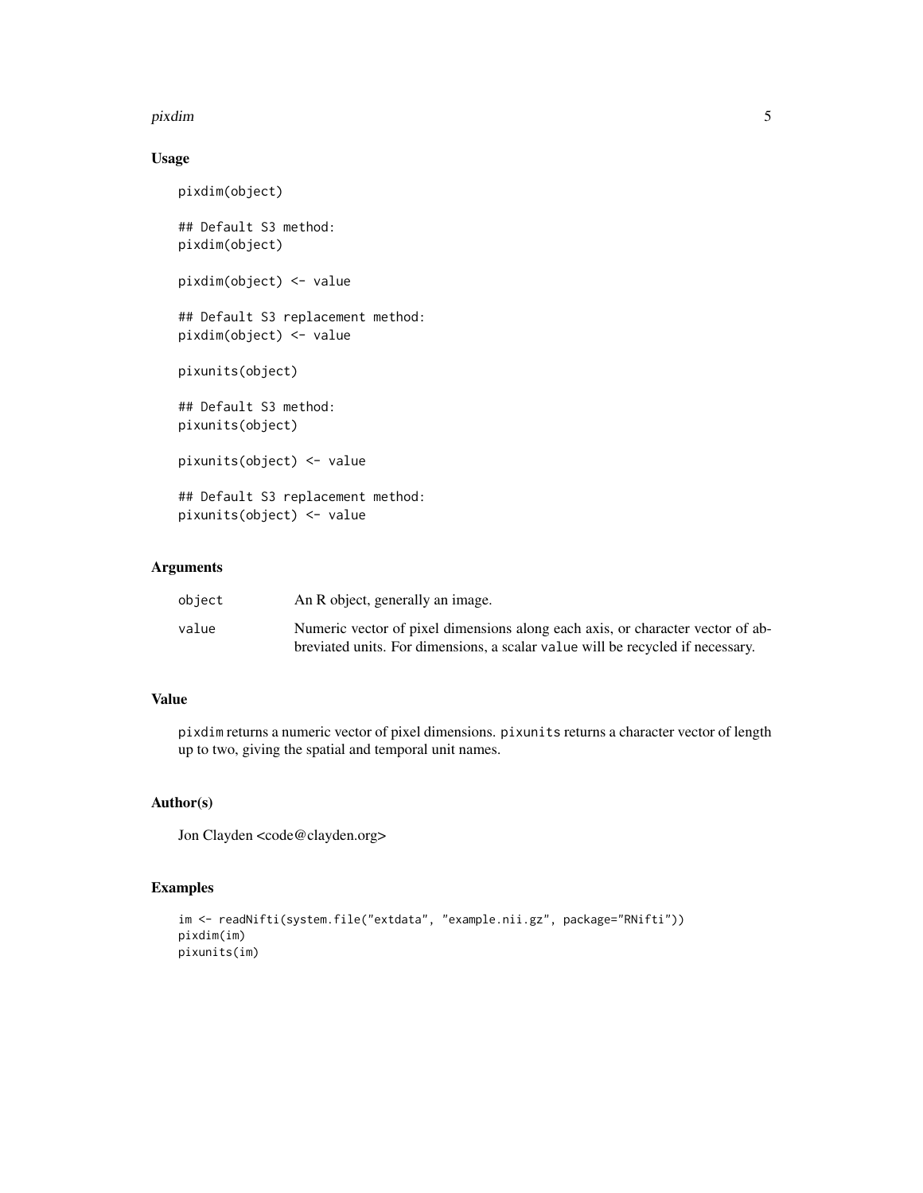## Usage

```
pixdim(object)

## Default S3 method:
pixdim(object)

pixdim(object) <- value

## Default S3 replacement method:
pixdim(object) <- value

pixunits(object)

## Default S3 method:
pixunits(object)

pixunits(object) <- value

## Default S3 replacement method:
pixunits(object) <- value
```

## Arguments

| | |
|---|---|
| `object` | An R object, generally an image. |
| `value` | Numeric vector of pixel dimensions along each axis, or character vector of abbreviated units. For dimensions, a scalar `value` will be recycled if necessary. |

## Value

`pixdim` returns a numeric vector of pixel dimensions. `pixunits` returns a character vector of length up to two, giving the spatial and temporal unit names.

## Author(s)

Jon Clayden <code@clayden.org>

## Examples

```
im <- readNifti(system.file("extdata", "example.nii.gz", package="RNifti"))
pixdim(im)
pixunits(im)
```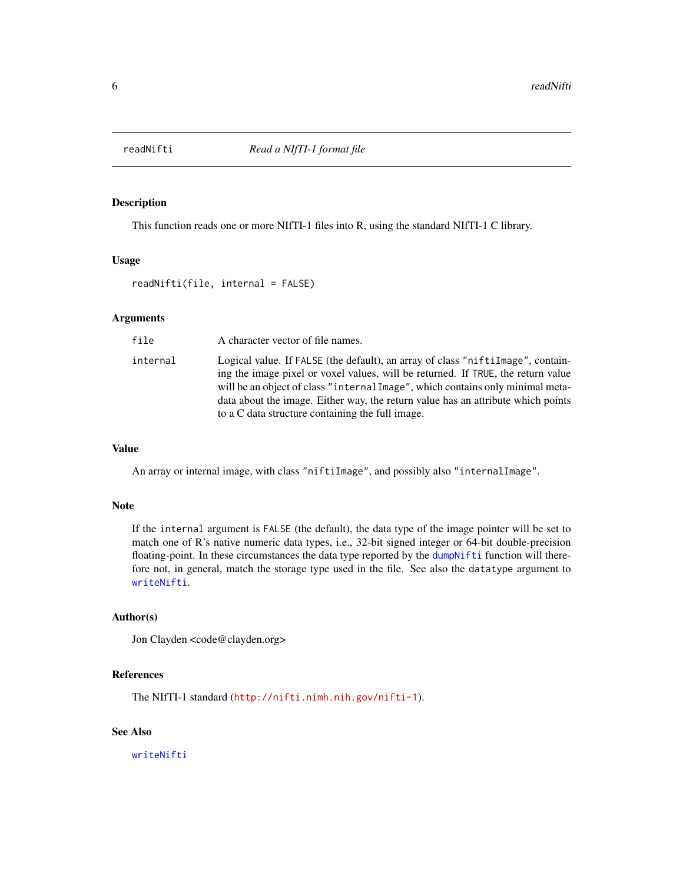## readNifti — *Read a NIfTI-1 format file*

### Description

This function reads one or more NIfTI-1 files into R, using the standard NIfTI-1 C library.

### Usage

```
readNifti(file, internal = FALSE)
```

### Arguments

| | |
|---|---|
| `file` | A character vector of file names. |
| `internal` | Logical value. If `FALSE` (the default), an array of class `"niftiImage"`, containing the image pixel or voxel values, will be returned. If `TRUE`, the return value will be an object of class `"internalImage"`, which contains only minimal metadata about the image. Either way, the return value has an attribute which points to a C data structure containing the full image. |

### Value

An array or internal image, with class `"niftiImage"`, and possibly also `"internalImage"`.

### Note

If the `internal` argument is `FALSE` (the default), the data type of the image pointer will be set to match one of R's native numeric data types, i.e., 32-bit signed integer or 64-bit double-precision floating-point. In these circumstances the data type reported by the `dumpNifti` function will therefore not, in general, match the storage type used in the file. See also the `datatype` argument to `writeNifti`.

### Author(s)

Jon Clayden <code@clayden.org>

### References

The NIfTI-1 standard (http://nifti.nimh.nih.gov/nifti-1).

### See Also

`writeNifti`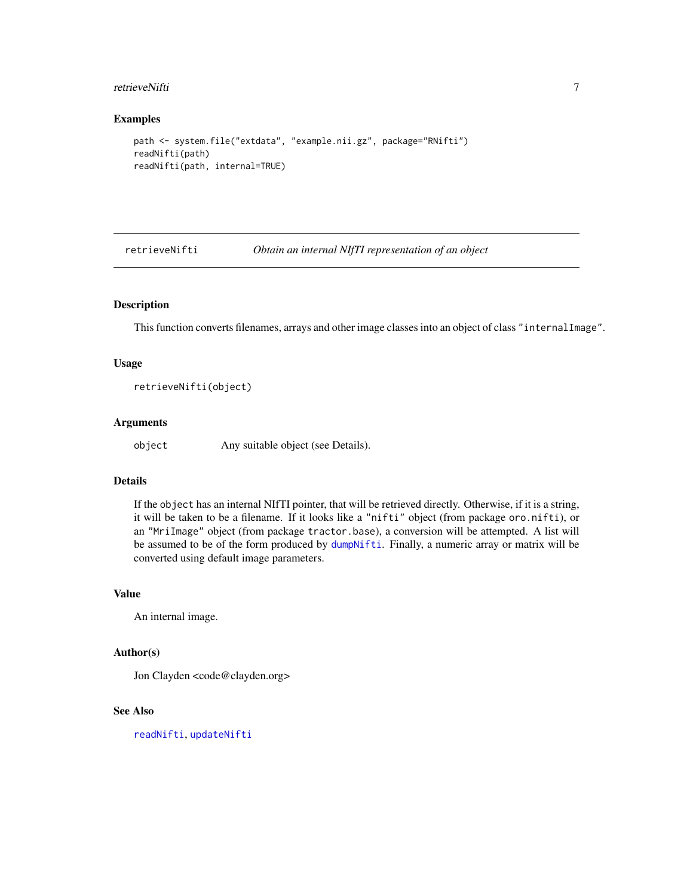### Examples

```
path <- system.file("extdata", "example.nii.gz", package="RNifti")
readNifti(path)
readNifti(path, internal=TRUE)
```

---

## retrieveNifti — *Obtain an internal NIfTI representation of an object*

### Description

This function converts filenames, arrays and other image classes into an object of class "internalImage".

### Usage

```
retrieveNifti(object)
```

### Arguments

| | |
|---|---|
| object | Any suitable object (see Details). |

### Details

If the object has an internal NIfTI pointer, that will be retrieved directly. Otherwise, if it is a string, it will be taken to be a filename. If it looks like a "nifti" object (from package oro.nifti), or an "MriImage" object (from package tractor.base), a conversion will be attempted. A list will be assumed to be of the form produced by dumpNifti. Finally, a numeric array or matrix will be converted using default image parameters.

### Value

An internal image.

### Author(s)

Jon Clayden <code@clayden.org>

### See Also

readNifti, updateNifti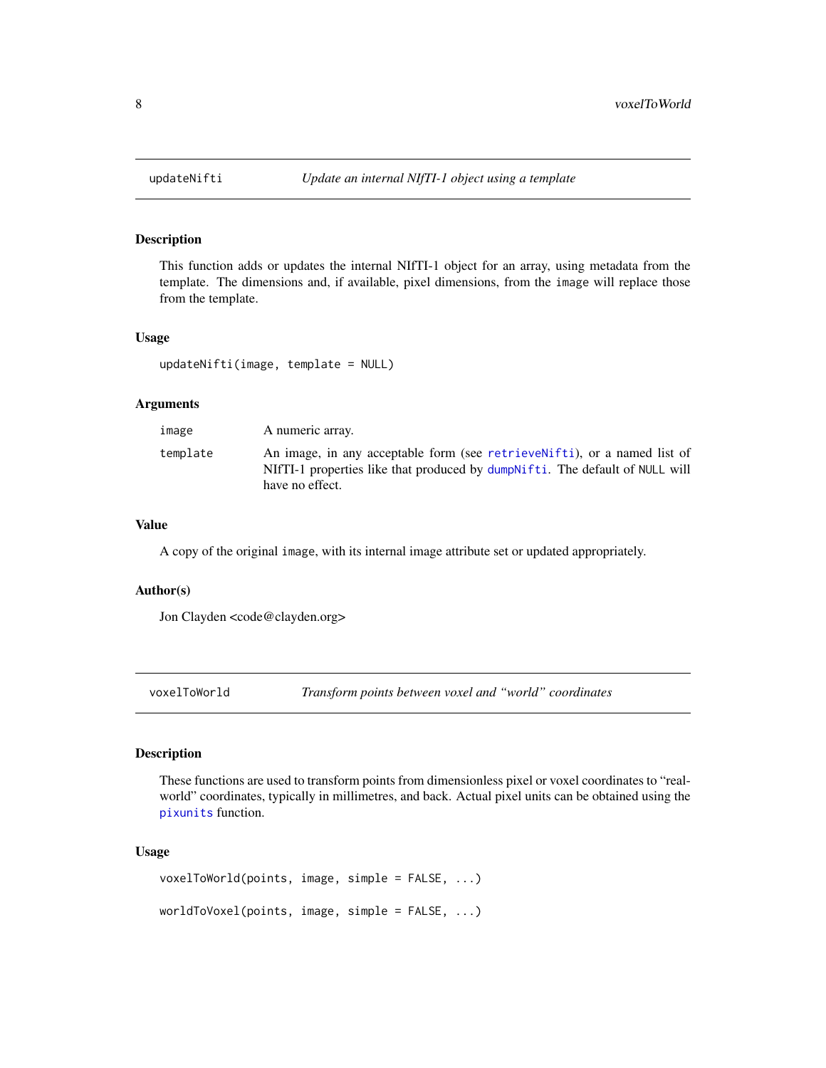## updateNifti — *Update an internal NIfTI-1 object using a template*

### Description

This function adds or updates the internal NIfTI-1 object for an array, using metadata from the template. The dimensions and, if available, pixel dimensions, from the `image` will replace those from the template.

### Usage

```
updateNifti(image, template = NULL)
```

### Arguments

| | |
|---|---|
| `image` | A numeric array. |
| `template` | An image, in any acceptable form (see `retrieveNifti`), or a named list of NIfTI-1 properties like that produced by `dumpNifti`. The default of `NULL` will have no effect. |

### Value

A copy of the original `image`, with its internal image attribute set or updated appropriately.

### Author(s)

Jon Clayden <code@clayden.org>

## voxelToWorld — *Transform points between voxel and "world" coordinates*

### Description

These functions are used to transform points from dimensionless pixel or voxel coordinates to "real-world" coordinates, typically in millimetres, and back. Actual pixel units can be obtained using the `pixunits` function.

### Usage

```
voxelToWorld(points, image, simple = FALSE, ...)

worldToVoxel(points, image, simple = FALSE, ...)
```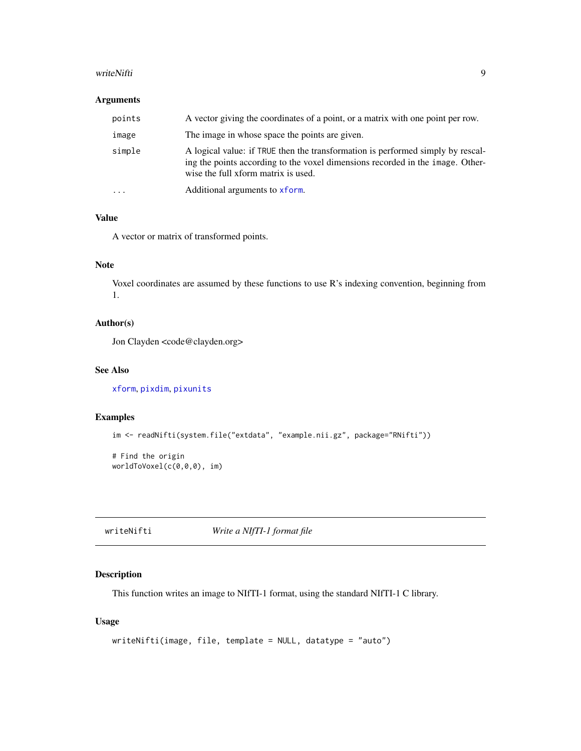### Arguments

| | |
|---|---|
| `points` | A vector giving the coordinates of a point, or a matrix with one point per row. |
| `image` | The image in whose space the points are given. |
| `simple` | A logical value: if `TRUE` then the transformation is performed simply by rescaling the points according to the voxel dimensions recorded in the `image`. Otherwise the full xform matrix is used. |
| `...` | Additional arguments to `xform`. |

### Value

A vector or matrix of transformed points.

### Note

Voxel coordinates are assumed by these functions to use R's indexing convention, beginning from 1.

### Author(s)

Jon Clayden <code@clayden.org>

### See Also

`xform`, `pixdim`, `pixunits`

### Examples

```
im <- readNifti(system.file("extdata", "example.nii.gz", package="RNifti"))

# Find the origin
worldToVoxel(c(0,0,0), im)
```

---

## writeNifti — *Write a NIfTI-1 format file*

### Description

This function writes an image to NIfTI-1 format, using the standard NIfTI-1 C library.

### Usage

```
writeNifti(image, file, template = NULL, datatype = "auto")
```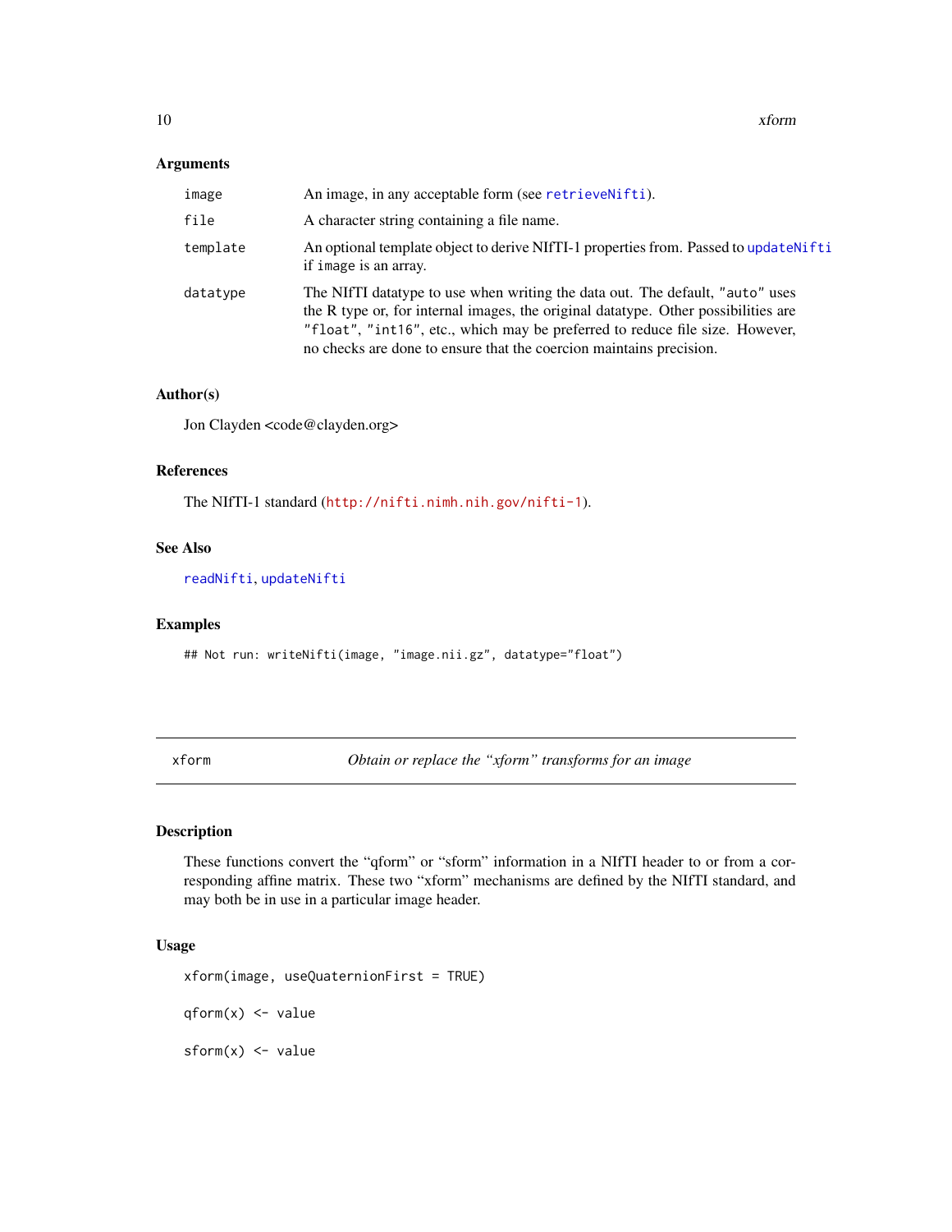### Arguments

| | |
|---|---|
| `image` | An image, in any acceptable form (see `retrieveNifti`). |
| `file` | A character string containing a file name. |
| `template` | An optional template object to derive NIfTI-1 properties from. Passed to `updateNifti` if `image` is an array. |
| `datatype` | The NIfTI datatype to use when writing the data out. The default, `"auto"` uses the R type or, for internal images, the original datatype. Other possibilities are `"float"`, `"int16"`, etc., which may be preferred to reduce file size. However, no checks are done to ensure that the coercion maintains precision. |

### Author(s)

Jon Clayden <code@clayden.org>

### References

The NIfTI-1 standard (http://nifti.nimh.nih.gov/nifti-1).

### See Also

`readNifti`, `updateNifti`

### Examples

```
## Not run: writeNifti(image, "image.nii.gz", datatype="float")
```

---

## xform — *Obtain or replace the "xform" transforms for an image*

### Description

These functions convert the "qform" or "sform" information in a NIfTI header to or from a corresponding affine matrix. These two "xform" mechanisms are defined by the NIfTI standard, and may both be in use in a particular image header.

### Usage

```
xform(image, useQuaternionFirst = TRUE)

qform(x) <- value

sform(x) <- value
```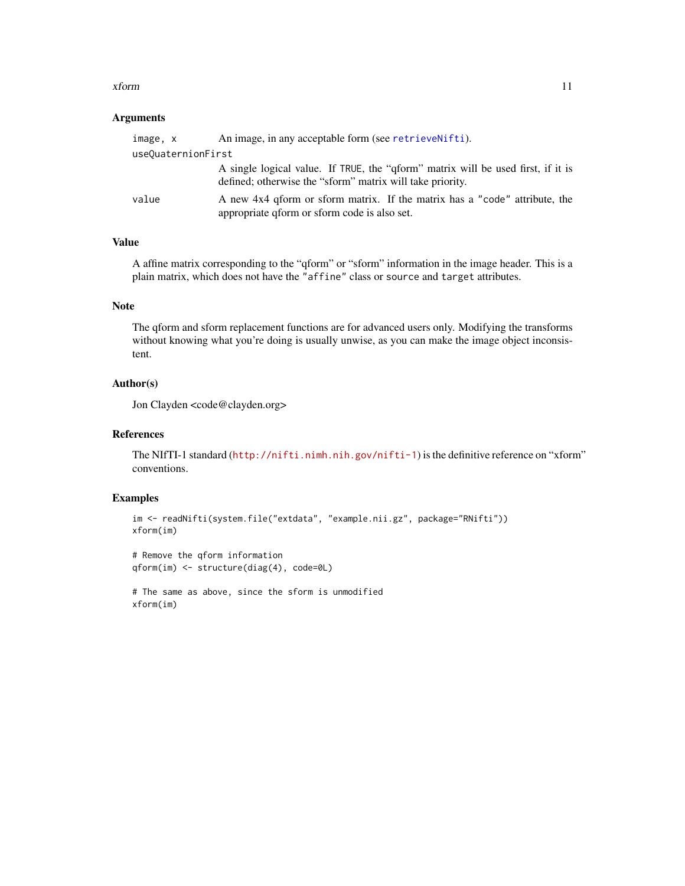## Arguments

`image, x` An image, in any acceptable form (see `retrieveNifti`).

`useQuaternionFirst`
A single logical value. If `TRUE`, the "qform" matrix will be used first, if it is defined; otherwise the "sform" matrix will take priority.

`value` A new 4x4 qform or sform matrix. If the matrix has a `"code"` attribute, the appropriate qform or sform code is also set.

## Value

A affine matrix corresponding to the "qform" or "sform" information in the image header. This is a plain matrix, which does not have the `"affine"` class or `source` and `target` attributes.

## Note

The qform and sform replacement functions are for advanced users only. Modifying the transforms without knowing what you're doing is usually unwise, as you can make the image object inconsistent.

## Author(s)

Jon Clayden <code@clayden.org>

## References

The NIfTI-1 standard (http://nifti.nimh.nih.gov/nifti-1) is the definitive reference on "xform" conventions.

## Examples

```
im <- readNifti(system.file("extdata", "example.nii.gz", package="RNifti"))
xform(im)

# Remove the qform information
qform(im) <- structure(diag(4), code=0L)

# The same as above, since the sform is unmodified
xform(im)
```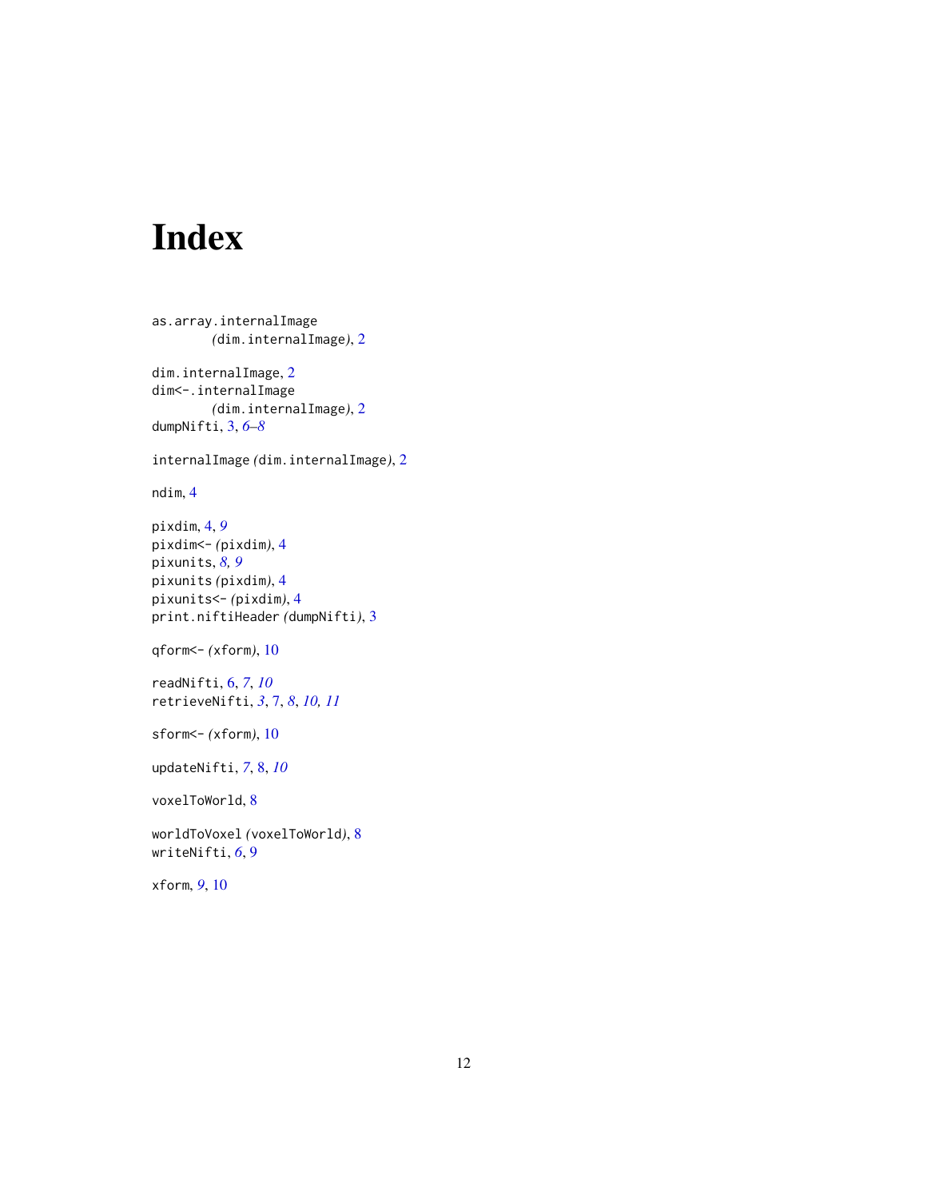# Index

as.array.internalImage
        (dim.internalImage), 2

dim.internalImage, 2
dim<-.internalImage
        (dim.internalImage), 2
dumpNifti, 3, *6–8*

internalImage (dim.internalImage), 2

ndim, 4

pixdim, 4, *9*
pixdim<- (pixdim), 4
pixunits, *8, 9*
pixunits (pixdim), 4
pixunits<- (pixdim), 4
print.niftiHeader (dumpNifti), 3

qform<- (xform), 10

readNifti, 6, *7*, *10*
retrieveNifti, *3*, 7, *8*, *10, 11*

sform<- (xform), 10

updateNifti, *7*, 8, *10*

voxelToWorld, 8

worldToVoxel (voxelToWorld), 8
writeNifti, *6*, 9

xform, *9*, 10